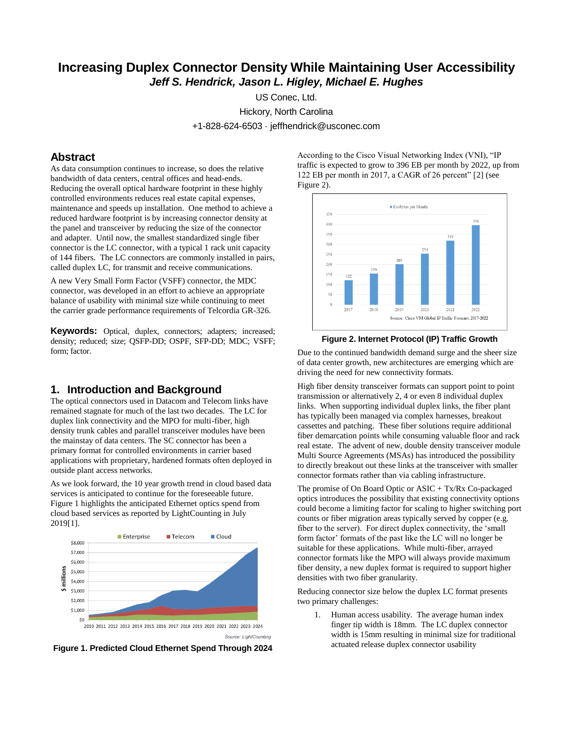# Increasing Duplex Connector Density While Maintaining User Accessibility

***Jeff S. Hendrick, Jason L. Higley, Michael E. Hughes***

US Conec, Ltd.

Hickory, North Carolina

+1-828-624-6503 · jeffhendrick@usconec.com

## Abstract

As data consumption continues to increase, so does the relative bandwidth of data centers, central offices and head-ends. Reducing the overall optical hardware footprint in these highly controlled environments reduces real estate capital expenses, maintenance and speeds up installation. One method to achieve a reduced hardware footprint is by increasing connector density at the panel and transceiver by reducing the size of the connector and adapter. Until now, the smallest standardized single fiber connector is the LC connector, with a typical 1 rack unit capacity of 144 fibers. The LC connectors are commonly installed in pairs, called duplex LC, for transmit and receive communications.

A new Very Small Form Factor (VSFF) connector, the MDC connector, was developed in an effort to achieve an appropriate balance of usability with minimal size while continuing to meet the carrier grade performance requirements of Telcordia GR-326.

**Keywords:** Optical, duplex, connectors; adapters; increased; density; reduced; size; QSFP-DD; OSPF, SFP-DD; MDC; VSFF; form; factor.

## 1. Introduction and Background

The optical connectors used in Datacom and Telecom links have remained stagnate for much of the last two decades. The LC for duplex link connectivity and the MPO for multi-fiber, high density trunk cables and parallel transceiver modules have been the mainstay of data centers. The SC connector has been a primary format for controlled environments in carrier based applications with proprietary, hardened formats often deployed in outside plant access networks.

As we look forward, the 10 year growth trend in cloud based data services is anticipated to continue for the foreseeable future. Figure 1 highlights the anticipated Ethernet optics spend from cloud based services as reported by LightCounting in July 2019[1].

**Figure 1. Predicted Cloud Ethernet Spend Through 2024**

According to the Cisco Visual Networking Index (VNI), "IP traffic is expected to grow to 396 EB per month by 2022, up from 122 EB per month in 2017, a CAGR of 26 percent" [2] (see Figure 2).

**Figure 2. Internet Protocol (IP) Traffic Growth**

Due to the continued bandwidth demand surge and the sheer size of data center growth, new architectures are emerging which are driving the need for new connectivity formats.

High fiber density transceiver formats can support point to point transmission or alternatively 2, 4 or even 8 individual duplex links. When supporting individual duplex links, the fiber plant has typically been managed via complex harnesses, breakout cassettes and patching. These fiber solutions require additional fiber demarcation points while consuming valuable floor and rack real estate. The advent of new, double density transceiver module Multi Source Agreements (MSAs) has introduced the possibility to directly breakout out these links at the transceiver with smaller connector formats rather than via cabling infrastructure.

The promise of On Board Optic or ASIC + Tx/Rx Co-packaged optics introduces the possibility that existing connectivity options could become a limiting factor for scaling to higher switching port counts or fiber migration areas typically served by copper (e.g. fiber to the server). For direct duplex connectivity, the 'small form factor' formats of the past like the LC will no longer be suitable for these applications. While multi-fiber, arrayed connector formats like the MPO will always provide maximum fiber density, a new duplex format is required to support higher densities with two fiber granularity.

Reducing connector size below the duplex LC format presents two primary challenges:

1. Human access usability. The average human index finger tip width is 18mm. The LC duplex connector width is 15mm resulting in minimal size for traditional actuated release duplex connector usability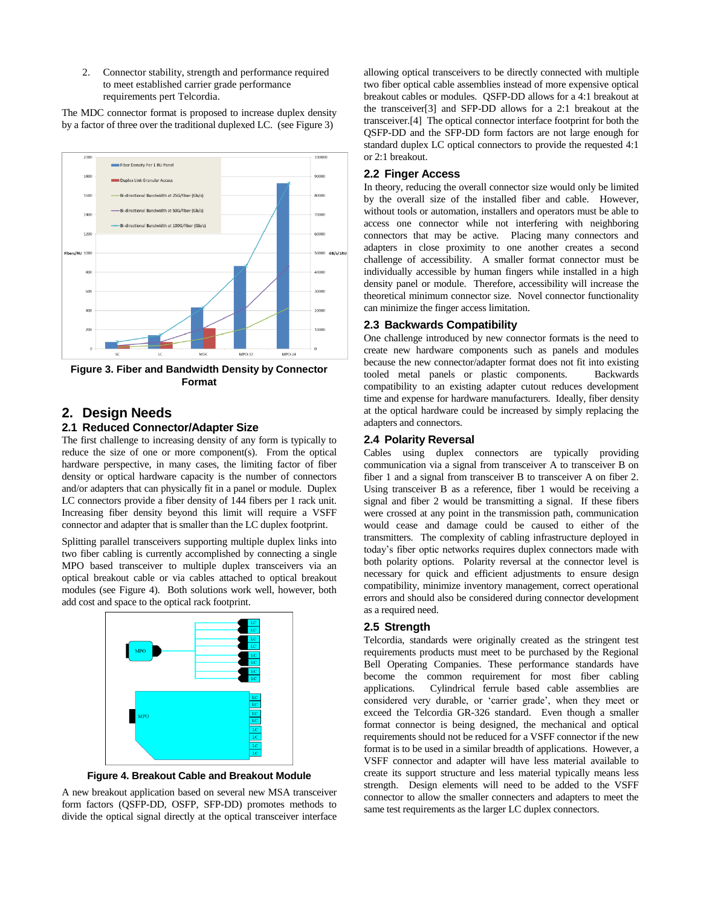2. Connector stability, strength and performance required to meet established carrier grade performance requirements pert Telcordia.

The MDC connector format is proposed to increase duplex density by a factor of three over the traditional duplexed LC. (see Figure 3)

**Figure 3. Fiber and Bandwidth Density by Connector Format**

## 2. Design Needs

### 2.1 Reduced Connector/Adapter Size

The first challenge to increasing density of any form is typically to reduce the size of one or more component(s). From the optical hardware perspective, in many cases, the limiting factor of fiber density or optical hardware capacity is the number of connectors and/or adapters that can physically fit in a panel or module. Duplex LC connectors provide a fiber density of 144 fibers per 1 rack unit. Increasing fiber density beyond this limit will require a VSFF connector and adapter that is smaller than the LC duplex footprint.

Splitting parallel transceivers supporting multiple duplex links into two fiber cabling is currently accomplished by connecting a single MPO based transceiver to multiple duplex transceivers via an optical breakout cable or via cables attached to optical breakout modules (see Figure 4). Both solutions work well, however, both add cost and space to the optical rack footprint.

**Figure 4. Breakout Cable and Breakout Module**

A new breakout application based on several new MSA transceiver form factors (QSFP-DD, OSFP, SFP-DD) promotes methods to divide the optical signal directly at the optical transceiver interface allowing optical transceivers to be directly connected with multiple two fiber optical cable assemblies instead of more expensive optical breakout cables or modules. QSFP-DD allows for a 4:1 breakout at the transceiver[3] and SFP-DD allows for a 2:1 breakout at the transceiver.[4] The optical connector interface footprint for both the QSFP-DD and the SFP-DD form factors are not large enough for standard duplex LC optical connectors to provide the requested 4:1 or 2:1 breakout.

### 2.2 Finger Access

In theory, reducing the overall connector size would only be limited by the overall size of the installed fiber and cable. However, without tools or automation, installers and operators must be able to access one connector while not interfering with neighboring connectors that may be active. Placing many connectors and adapters in close proximity to one another creates a second challenge of accessibility. A smaller format connector must be individually accessible by human fingers while installed in a high density panel or module. Therefore, accessibility will increase the theoretical minimum connector size. Novel connector functionality can minimize the finger access limitation.

### 2.3 Backwards Compatibility

One challenge introduced by new connector formats is the need to create new hardware components such as panels and modules because the new connector/adapter format does not fit into existing tooled metal panels or plastic components. Backwards compatibility to an existing adapter cutout reduces development time and expense for hardware manufacturers. Ideally, fiber density at the optical hardware could be increased by simply replacing the adapters and connectors.

### 2.4 Polarity Reversal

Cables using duplex connectors are typically providing communication via a signal from transceiver A to transceiver B on fiber 1 and a signal from transceiver B to transceiver A on fiber 2. Using transceiver B as a reference, fiber 1 would be receiving a signal and fiber 2 would be transmitting a signal. If these fibers were crossed at any point in the transmission path, communication would cease and damage could be caused to either of the transmitters. The complexity of cabling infrastructure deployed in today's fiber optic networks requires duplex connectors made with both polarity options. Polarity reversal at the connector level is necessary for quick and efficient adjustments to ensure design compatibility, minimize inventory management, correct operational errors and should also be considered during connector development as a required need.

### 2.5 Strength

Telcordia, standards were originally created as the stringent test requirements products must meet to be purchased by the Regional Bell Operating Companies. These performance standards have become the common requirement for most fiber cabling applications. Cylindrical ferrule based cable assemblies are considered very durable, or 'carrier grade', when they meet or exceed the Telcordia GR-326 standard. Even though a smaller format connector is being designed, the mechanical and optical requirements should not be reduced for a VSFF connector if the new format is to be used in a similar breadth of applications. However, a VSFF connector and adapter will have less material available to create its support structure and less material typically means less strength. Design elements will need to be added to the VSFF connector to allow the smaller connecters and adapters to meet the same test requirements as the larger LC duplex connectors.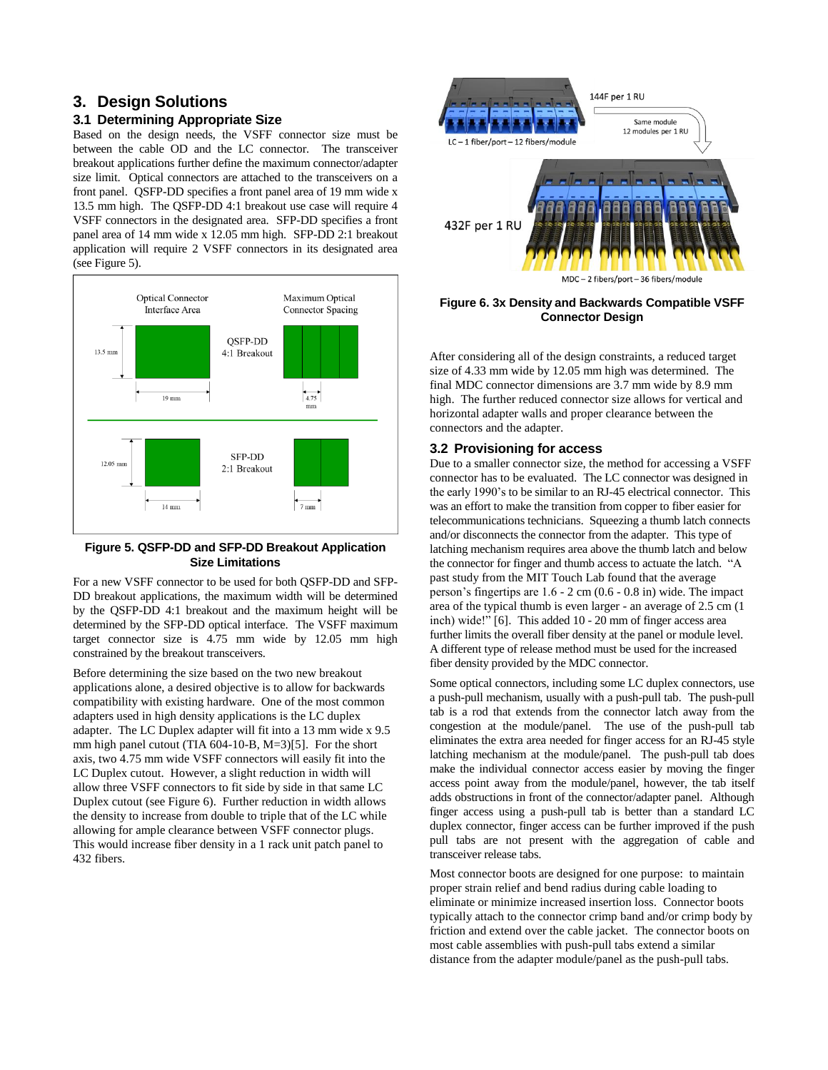## 3. Design Solutions

### 3.1 Determining Appropriate Size

Based on the design needs, the VSFF connector size must be between the cable OD and the LC connector. The transceiver breakout applications further define the maximum connector/adapter size limit. Optical connectors are attached to the transceivers on a front panel. QSFP-DD specifies a front panel area of 19 mm wide x 13.5 mm high. The QSFP-DD 4:1 breakout use case will require 4 VSFF connectors in the designated area. SFP-DD specifies a front panel area of 14 mm wide x 12.05 mm high. SFP-DD 2:1 breakout application will require 2 VSFF connectors in its designated area (see Figure 5).

**Figure 5. QSFP-DD and SFP-DD Breakout Application Size Limitations**

For a new VSFF connector to be used for both QSFP-DD and SFP-DD breakout applications, the maximum width will be determined by the QSFP-DD 4:1 breakout and the maximum height will be determined by the SFP-DD optical interface. The VSFF maximum target connector size is 4.75 mm wide by 12.05 mm high constrained by the breakout transceivers.

Before determining the size based on the two new breakout applications alone, a desired objective is to allow for backwards compatibility with existing hardware. One of the most common adapters used in high density applications is the LC duplex adapter. The LC Duplex adapter will fit into a 13 mm wide x 9.5 mm high panel cutout (TIA 604-10-B, M=3)[5]. For the short axis, two 4.75 mm wide VSFF connectors will easily fit into the LC Duplex cutout. However, a slight reduction in width will allow three VSFF connectors to fit side by side in that same LC Duplex cutout (see Figure 6). Further reduction in width allows the density to increase from double to triple that of the LC while allowing for ample clearance between VSFF connector plugs. This would increase fiber density in a 1 rack unit patch panel to 432 fibers.

**Figure 6. 3x Density and Backwards Compatible VSFF Connector Design**

After considering all of the design constraints, a reduced target size of 4.33 mm wide by 12.05 mm high was determined. The final MDC connector dimensions are 3.7 mm wide by 8.9 mm high. The further reduced connector size allows for vertical and horizontal adapter walls and proper clearance between the connectors and the adapter.

### 3.2 Provisioning for access

Due to a smaller connector size, the method for accessing a VSFF connector has to be evaluated. The LC connector was designed in the early 1990's to be similar to an RJ-45 electrical connector. This was an effort to make the transition from copper to fiber easier for telecommunications technicians. Squeezing a thumb latch connects and/or disconnects the connector from the adapter. This type of latching mechanism requires area above the thumb latch and below the connector for finger and thumb access to actuate the latch. "A past study from the MIT Touch Lab found that the average person's fingertips are 1.6 - 2 cm (0.6 - 0.8 in) wide. The impact area of the typical thumb is even larger - an average of 2.5 cm (1 inch) wide!" [6]. This added 10 - 20 mm of finger access area further limits the overall fiber density at the panel or module level. A different type of release method must be used for the increased fiber density provided by the MDC connector.

Some optical connectors, including some LC duplex connectors, use a push-pull mechanism, usually with a push-pull tab. The push-pull tab is a rod that extends from the connector latch away from the congestion at the module/panel. The use of the push-pull tab eliminates the extra area needed for finger access for an RJ-45 style latching mechanism at the module/panel. The push-pull tab does make the individual connector access easier by moving the finger access point away from the module/panel, however, the tab itself adds obstructions in front of the connector/adapter panel. Although finger access using a push-pull tab is better than a standard LC duplex connector, finger access can be further improved if the push pull tabs are not present with the aggregation of cable and transceiver release tabs.

Most connector boots are designed for one purpose: to maintain proper strain relief and bend radius during cable loading to eliminate or minimize increased insertion loss. Connector boots typically attach to the connector crimp band and/or crimp body by friction and extend over the cable jacket. The connector boots on most cable assemblies with push-pull tabs extend a similar distance from the adapter module/panel as the push-pull tabs.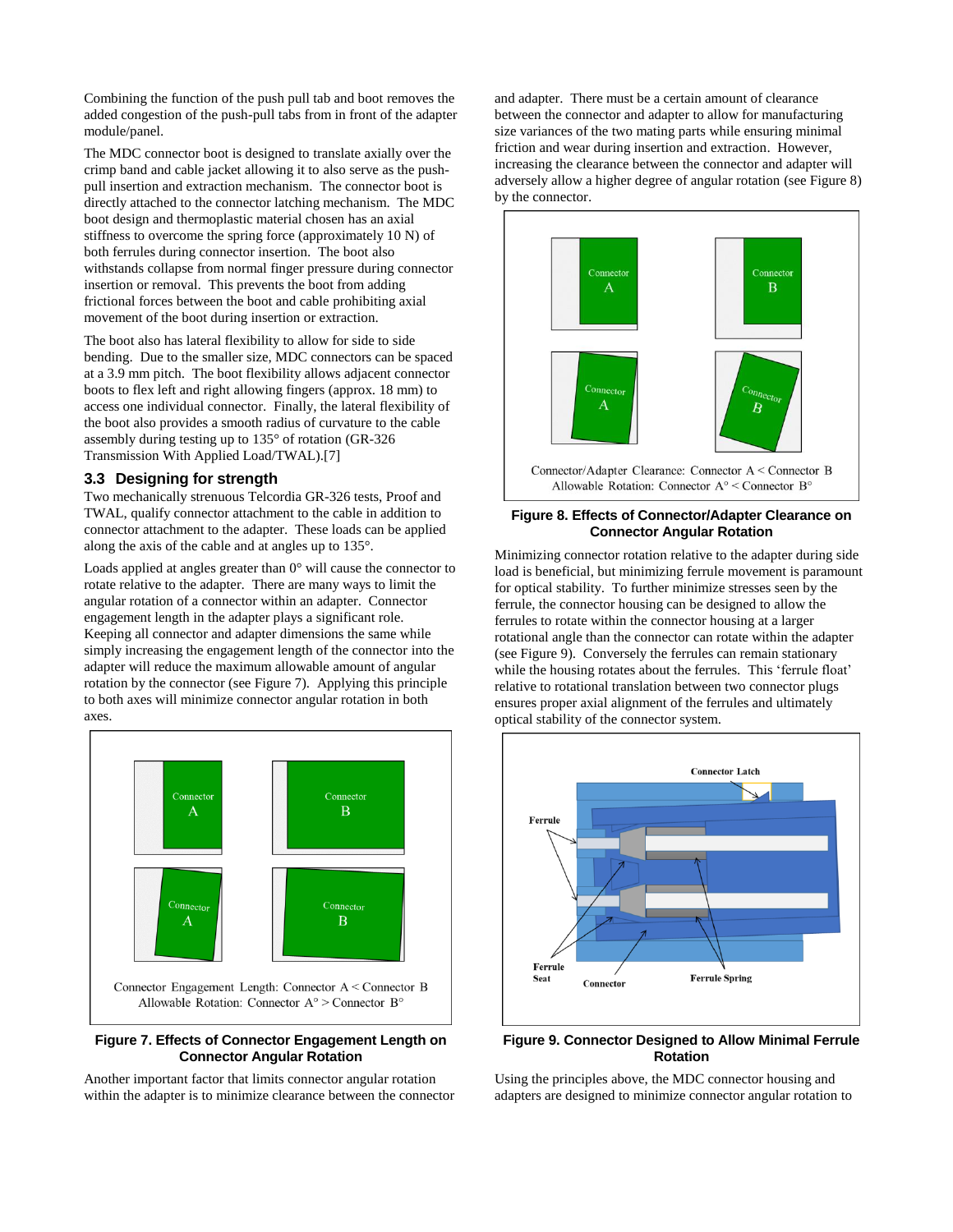Combining the function of the push pull tab and boot removes the added congestion of the push-pull tabs from in front of the adapter module/panel.

The MDC connector boot is designed to translate axially over the crimp band and cable jacket allowing it to also serve as the push-pull insertion and extraction mechanism. The connector boot is directly attached to the connector latching mechanism. The MDC boot design and thermoplastic material chosen has an axial stiffness to overcome the spring force (approximately 10 N) of both ferrules during connector insertion. The boot also withstands collapse from normal finger pressure during connector insertion or removal. This prevents the boot from adding frictional forces between the boot and cable prohibiting axial movement of the boot during insertion or extraction.

The boot also has lateral flexibility to allow for side to side bending. Due to the smaller size, MDC connectors can be spaced at a 3.9 mm pitch. The boot flexibility allows adjacent connector boots to flex left and right allowing fingers (approx. 18 mm) to access one individual connector. Finally, the lateral flexibility of the boot also provides a smooth radius of curvature to the cable assembly during testing up to 135° of rotation (GR-326 Transmission With Applied Load/TWAL).[7]

### 3.3 Designing for strength

Two mechanically strenuous Telcordia GR-326 tests, Proof and TWAL, qualify connector attachment to the cable in addition to connector attachment to the adapter. These loads can be applied along the axis of the cable and at angles up to 135°.

Loads applied at angles greater than 0° will cause the connector to rotate relative to the adapter. There are many ways to limit the angular rotation of a connector within an adapter. Connector engagement length in the adapter plays a significant role. Keeping all connector and adapter dimensions the same while simply increasing the engagement length of the connector into the adapter will reduce the maximum allowable amount of angular rotation by the connector (see Figure 7). Applying this principle to both axes will minimize connector angular rotation in both axes.

Connector Engagement Length: Connector A < Connector B
Allowable Rotation: Connector A° > Connector B°

**Figure 7. Effects of Connector Engagement Length on Connector Angular Rotation**

Another important factor that limits connector angular rotation within the adapter is to minimize clearance between the connector and adapter. There must be a certain amount of clearance between the connector and adapter to allow for manufacturing size variances of the two mating parts while ensuring minimal friction and wear during insertion and extraction. However, increasing the clearance between the connector and adapter will adversely allow a higher degree of angular rotation (see Figure 8) by the connector.

Connector/Adapter Clearance: Connector A < Connector B
Allowable Rotation: Connector A° < Connector B°

**Figure 8. Effects of Connector/Adapter Clearance on Connector Angular Rotation**

Minimizing connector rotation relative to the adapter during side load is beneficial, but minimizing ferrule movement is paramount for optical stability. To further minimize stresses seen by the ferrule, the connector housing can be designed to allow the ferrules to rotate within the connector housing at a larger rotational angle than the connector can rotate within the adapter (see Figure 9). Conversely the ferrules can remain stationary while the housing rotates about the ferrules. This 'ferrule float' relative to rotational translation between two connector plugs ensures proper axial alignment of the ferrules and ultimately optical stability of the connector system.

**Figure 9. Connector Designed to Allow Minimal Ferrule Rotation**

Using the principles above, the MDC connector housing and adapters are designed to minimize connector angular rotation to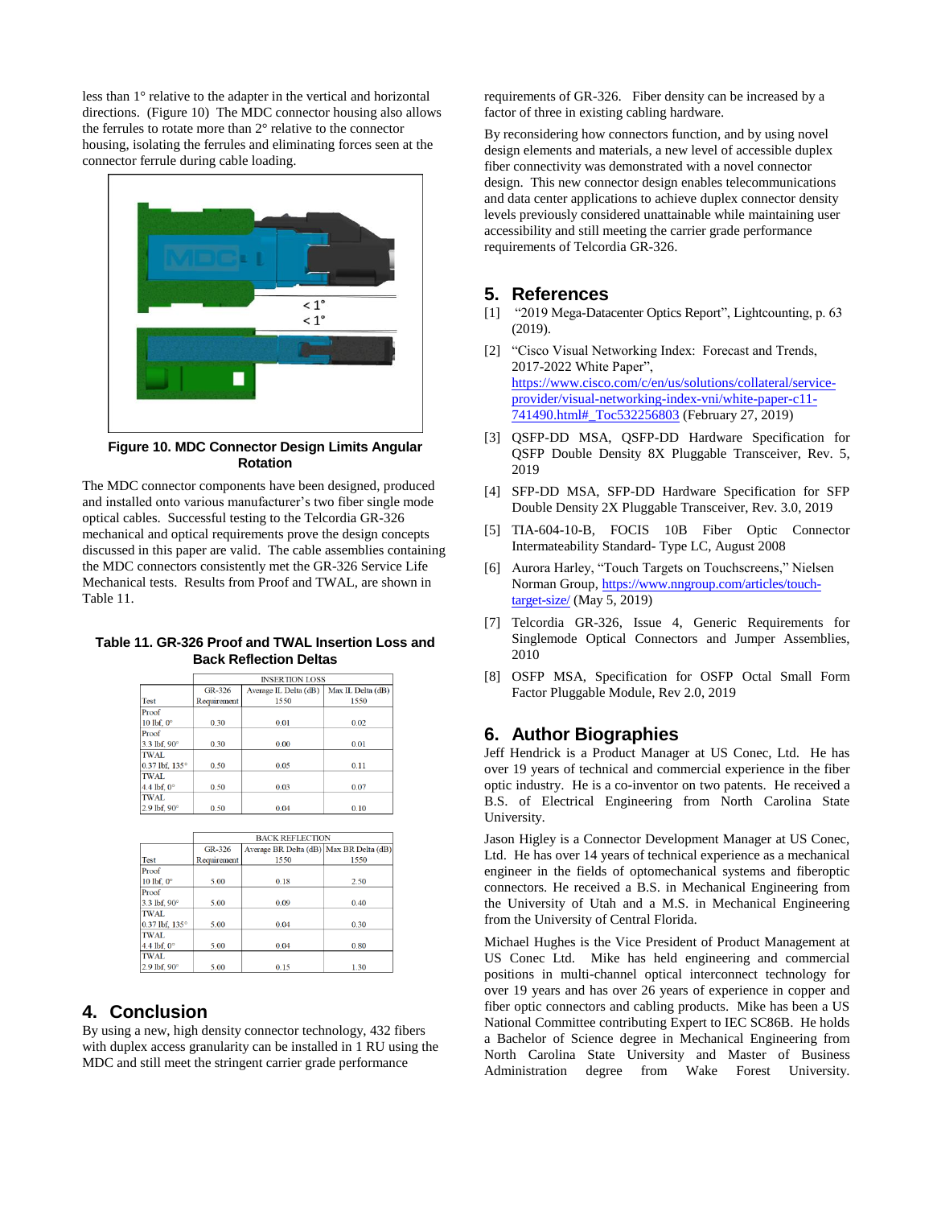less than 1° relative to the adapter in the vertical and horizontal directions. (Figure 10) The MDC connector housing also allows the ferrules to rotate more than 2° relative to the connector housing, isolating the ferrules and eliminating forces seen at the connector ferrule during cable loading.

< 1°
< 1°

**Figure 10. MDC Connector Design Limits Angular Rotation**

The MDC connector components have been designed, produced and installed onto various manufacturer's two fiber single mode optical cables. Successful testing to the Telcordia GR-326 mechanical and optical requirements prove the design concepts discussed in this paper are valid. The cable assemblies containing the MDC connectors consistently met the GR-326 Service Life Mechanical tests. Results from Proof and TWAL, are shown in Table 11.

**Table 11. GR-326 Proof and TWAL Insertion Loss and Back Reflection Deltas**

| | INSERTION LOSS | | |
|---|---|---|---|
| Test | GR-326 Requirement | Average IL Delta (dB) 1550 | Max IL Delta (dB) 1550 |
| Proof 10 lbf, 0° | 0.30 | 0.01 | 0.02 |
| Proof 3.3 lbf, 90° | 0.30 | 0.00 | 0.01 |
| TWAL 0.37 lbf, 135° | 0.50 | 0.05 | 0.11 |
| TWAL 4.4 lbf, 0° | 0.50 | 0.03 | 0.07 |
| TWAL 2.9 lbf, 90° | 0.50 | 0.04 | 0.10 |

| | BACK REFLECTION | | |
|---|---|---|---|
| Test | GR-326 Requirement | Average BR Delta (dB) 1550 | Max BR Delta (dB) 1550 |
| Proof 10 lbf, 0° | 5.00 | 0.18 | 2.50 |
| Proof 3.3 lbf, 90° | 5.00 | 0.09 | 0.40 |
| TWAL 0.37 lbf, 135° | 5.00 | 0.04 | 0.30 |
| TWAL 4.4 lbf, 0° | 5.00 | 0.04 | 0.80 |
| TWAL 2.9 lbf, 90° | 5.00 | 0.15 | 1.30 |

## 4. Conclusion

By using a new, high density connector technology, 432 fibers with duplex access granularity can be installed in 1 RU using the MDC and still meet the stringent carrier grade performance requirements of GR-326. Fiber density can be increased by a factor of three in existing cabling hardware.

By reconsidering how connectors function, and by using novel design elements and materials, a new level of accessible duplex fiber connectivity was demonstrated with a novel connector design. This new connector design enables telecommunications and data center applications to achieve duplex connector density levels previously considered unattainable while maintaining user accessibility and still meeting the carrier grade performance requirements of Telcordia GR-326.

## 5. References

[1] "2019 Mega-Datacenter Optics Report", Lightcounting, p. 63 (2019).

[2] "Cisco Visual Networking Index: Forecast and Trends, 2017-2022 White Paper", https://www.cisco.com/c/en/us/solutions/collateral/service-provider/visual-networking-index-vni/white-paper-c11-741490.html#_Toc532256803 (February 27, 2019)

[3] QSFP-DD MSA, QSFP-DD Hardware Specification for QSFP Double Density 8X Pluggable Transceiver, Rev. 5, 2019

[4] SFP-DD MSA, SFP-DD Hardware Specification for SFP Double Density 2X Pluggable Transceiver, Rev. 3.0, 2019

[5] TIA-604-10-B, FOCIS 10B Fiber Optic Connector Intermateability Standard- Type LC, August 2008

[6] Aurora Harley, "Touch Targets on Touchscreens," Nielsen Norman Group, https://www.nngroup.com/articles/touch-target-size/ (May 5, 2019)

[7] Telcordia GR-326, Issue 4, Generic Requirements for Singlemode Optical Connectors and Jumper Assemblies, 2010

[8] OSFP MSA, Specification for OSFP Octal Small Form Factor Pluggable Module, Rev 2.0, 2019

## 6. Author Biographies

Jeff Hendrick is a Product Manager at US Conec, Ltd. He has over 19 years of technical and commercial experience in the fiber optic industry. He is a co-inventor on two patents. He received a B.S. of Electrical Engineering from North Carolina State University.

Jason Higley is a Connector Development Manager at US Conec, Ltd. He has over 14 years of technical experience as a mechanical engineer in the fields of optomechanical systems and fiberoptic connectors. He received a B.S. in Mechanical Engineering from the University of Utah and a M.S. in Mechanical Engineering from the University of Central Florida.

Michael Hughes is the Vice President of Product Management at US Conec Ltd. Mike has held engineering and commercial positions in multi-channel optical interconnect technology for over 19 years and has over 26 years of experience in copper and fiber optic connectors and cabling products. Mike has been a US National Committee contributing Expert to IEC SC86B. He holds a Bachelor of Science degree in Mechanical Engineering from North Carolina State University and Master of Business Administration degree from Wake Forest University.